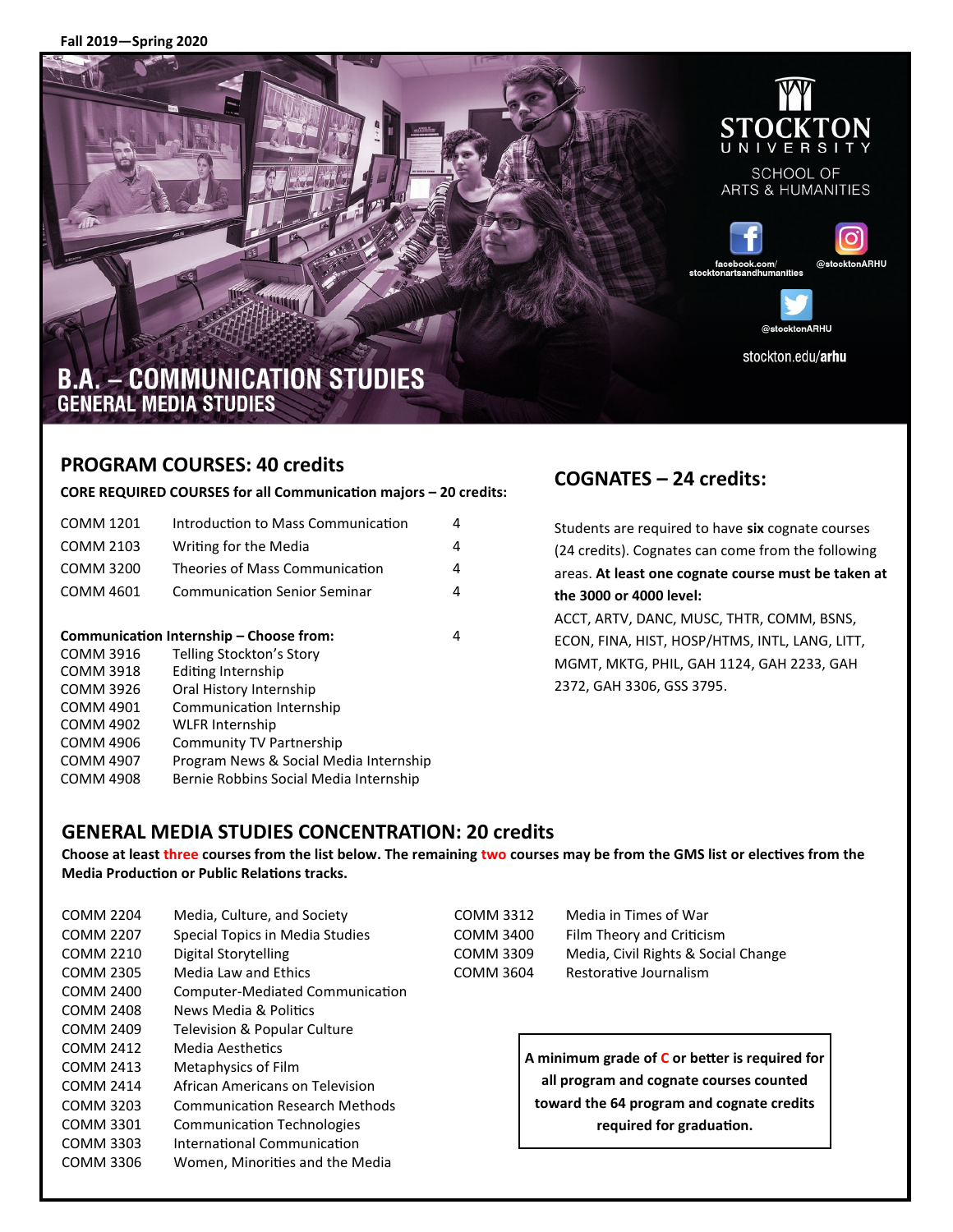Fall 2019—Spring 2020

STOCKTON UNIVERSITY
SCHOOL OF ARTS & HUMANITIES

facebook.com/stocktonartsandhumanities
@stocktonARHU
@stocktonARHU
stockton.edu/arhu

# B.A. – COMMUNICATION STUDIES
## GENERAL MEDIA STUDIES

## PROGRAM COURSES: 40 credits

**CORE REQUIRED COURSES for all Communication majors – 20 credits:**

| | | |
|---|---|---|
| COMM 1201 | Introduction to Mass Communication | 4 |
| COMM 2103 | Writing for the Media | 4 |
| COMM 3200 | Theories of Mass Communication | 4 |
| COMM 4601 | Communication Senior Seminar | 4 |

**Communication Internship – Choose from:** 4

| | |
|---|---|
| COMM 3916 | Telling Stockton's Story |
| COMM 3918 | Editing Internship |
| COMM 3926 | Oral History Internship |
| COMM 4901 | Communication Internship |
| COMM 4902 | WLFR Internship |
| COMM 4906 | Community TV Partnership |
| COMM 4907 | Program News & Social Media Internship |
| COMM 4908 | Bernie Robbins Social Media Internship |

## COGNATES – 24 credits:

Students are required to have **six** cognate courses (24 credits). Cognates can come from the following areas. **At least one cognate course must be taken at the 3000 or 4000 level:**

ACCT, ARTV, DANC, MUSC, THTR, COMM, BSNS, ECON, FINA, HIST, HOSP/HTMS, INTL, LANG, LITT, MGMT, MKTG, PHIL, GAH 1124, GAH 2233, GAH 2372, GAH 3306, GSS 3795.

## GENERAL MEDIA STUDIES CONCENTRATION: 20 credits

**Choose at least three courses from the list below. The remaining two courses may be from the GMS list or electives from the Media Production or Public Relations tracks.**

| | |
|---|---|
| COMM 2204 | Media, Culture, and Society |
| COMM 2207 | Special Topics in Media Studies |
| COMM 2210 | Digital Storytelling |
| COMM 2305 | Media Law and Ethics |
| COMM 2400 | Computer-Mediated Communication |
| COMM 2408 | News Media & Politics |
| COMM 2409 | Television & Popular Culture |
| COMM 2412 | Media Aesthetics |
| COMM 2413 | Metaphysics of Film |
| COMM 2414 | African Americans on Television |
| COMM 3203 | Communication Research Methods |
| COMM 3301 | Communication Technologies |
| COMM 3303 | International Communication |
| COMM 3306 | Women, Minorities and the Media |
| COMM 3312 | Media in Times of War |
| COMM 3400 | Film Theory and Criticism |
| COMM 3309 | Media, Civil Rights & Social Change |
| COMM 3604 | Restorative Journalism |

**A minimum grade of C or better is required for all program and cognate courses counted toward the 64 program and cognate credits required for graduation.**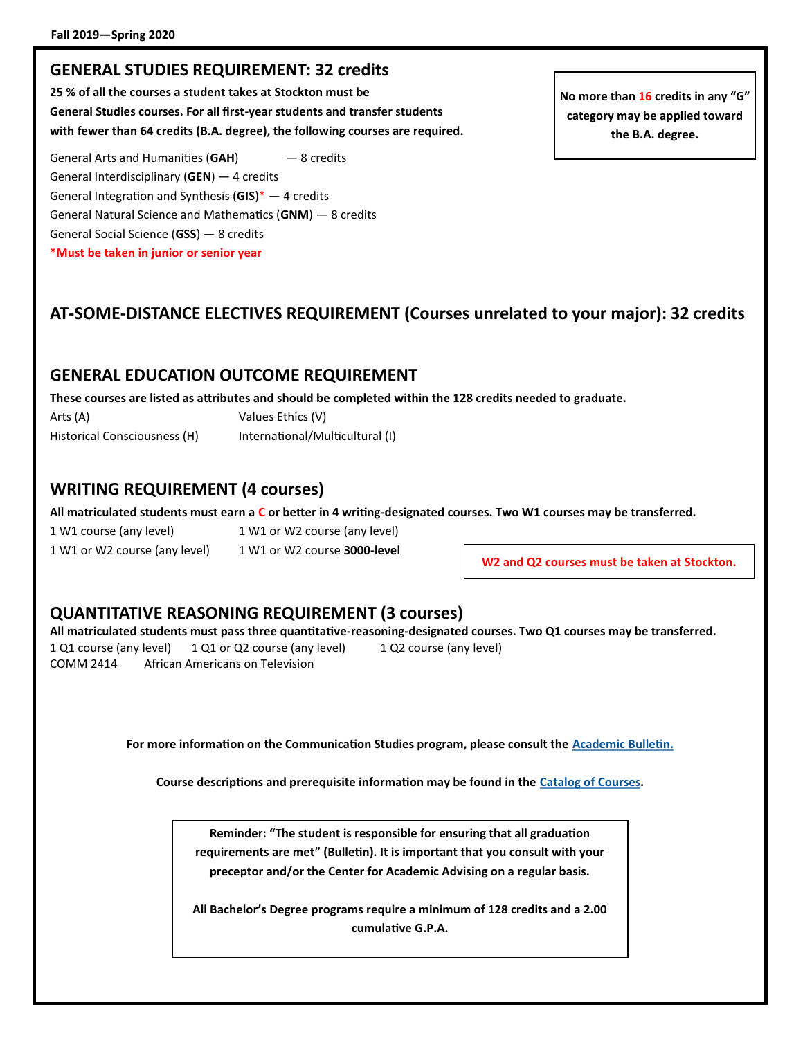Fall 2019—Spring 2020

## GENERAL STUDIES REQUIREMENT: 32 credits

**25 % of all the courses a student takes at Stockton must be General Studies courses. For all first-year students and transfer students with fewer than 64 credits (B.A. degree), the following courses are required.**

**No more than 16 credits in any "G" category may be applied toward the B.A. degree.**

General Arts and Humanities (**GAH**) — 8 credits
General Interdisciplinary (**GEN**) — 4 credits
General Integration and Synthesis (**GIS**)* — 4 credits
General Natural Science and Mathematics (**GNM**) — 8 credits
General Social Science (**GSS**) — 8 credits
***Must be taken in junior or senior year**

## AT-SOME-DISTANCE ELECTIVES REQUIREMENT (Courses unrelated to your major): 32 credits

## GENERAL EDUCATION OUTCOME REQUIREMENT

**These courses are listed as attributes and should be completed within the 128 credits needed to graduate.**

| | |
|---|---|
| Arts (A) | Values Ethics (V) |
| Historical Consciousness (H) | International/Multicultural (I) |

## WRITING REQUIREMENT (4 courses)

**All matriculated students must earn a C or better in 4 writing-designated courses. Two W1 courses may be transferred.**

| | |
|---|---|
| 1 W1 course (any level) | 1 W1 or W2 course (any level) |
| 1 W1 or W2 course (any level) | 1 W1 or W2 course **3000-level** |

**W2 and Q2 courses must be taken at Stockton.**

## QUANTITATIVE REASONING REQUIREMENT (3 courses)

**All matriculated students must pass three quantitative-reasoning-designated courses. Two Q1 courses may be transferred.**

1 Q1 course (any level) 1 Q1 or Q2 course (any level) 1 Q2 course (any level)
COMM 2414 African Americans on Television

**For more information on the Communication Studies program, please consult the Academic Bulletin.**

**Course descriptions and prerequisite information may be found in the Catalog of Courses.**

**Reminder: "The student is responsible for ensuring that all graduation requirements are met" (Bulletin). It is important that you consult with your preceptor and/or the Center for Academic Advising on a regular basis.**

**All Bachelor's Degree programs require a minimum of 128 credits and a 2.00 cumulative G.P.A.**